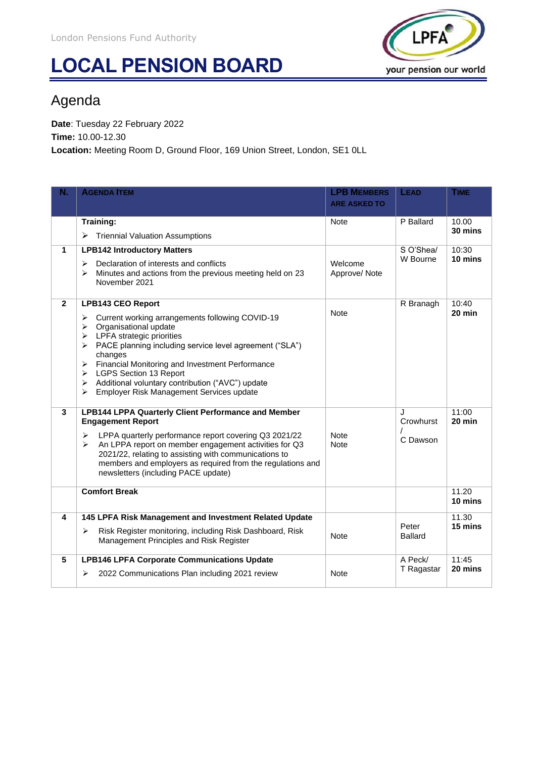London Pensions Fund Authority

# LOCAL PENSION BOARD

your pension our world

## Agenda

**Date**: Tuesday 22 February 2022
**Time:** 10.00-12.30
**Location:** Meeting Room D, Ground Floor, 169 Union Street, London, SE1 0LL

| N. | AGENDA ITEM | LPB MEMBERS ARE ASKED TO | LEAD | TIME |
|---|---|---|---|---|
| | **Training:**<br>➢ Triennial Valuation Assumptions | Note | P Ballard | 10.00<br>**30 mins** |
| **1** | **LPB142 Introductory Matters**<br>➢ Declaration of interests and conflicts<br>➢ Minutes and actions from the previous meeting held on 23 November 2021 | Welcome<br>Approve/ Note | S O'Shea/<br>W Bourne | 10:30<br>**10 mins** |
| **2** | **LPB143 CEO Report**<br>➢ Current working arrangements following COVID-19<br>➢ Organisational update<br>➢ LPFA strategic priorities<br>➢ PACE planning including service level agreement ("SLA") changes<br>➢ Financial Monitoring and Investment Performance<br>➢ LGPS Section 13 Report<br>➢ Additional voluntary contribution ("AVC") update<br>➢ Employer Risk Management Services update | Note | R Branagh | 10:40<br>**20 min** |
| **3** | **LPB144 LPPA Quarterly Client Performance and Member Engagement Report**<br>➢ LPPA quarterly performance report covering Q3 2021/22<br>➢ An LPPA report on member engagement activities for Q3 2021/22, relating to assisting with communications to members and employers as required from the regulations and newsletters (including PACE update) | Note<br>Note | J Crowhurst / C Dawson | 11:00<br>**20 min** |
| | **Comfort Break** | | | 11.20<br>**10 mins** |
| **4** | **145 LPFA Risk Management and Investment Related Update**<br>➢ Risk Register monitoring, including Risk Dashboard, Risk Management Principles and Risk Register | Note | Peter Ballard | 11.30<br>**15 mins** |
| **5** | **LPB146 LPFA Corporate Communications Update**<br>➢ 2022 Communications Plan including 2021 review | Note | A Peck/<br>T Ragastar | 11:45<br>**20 mins** |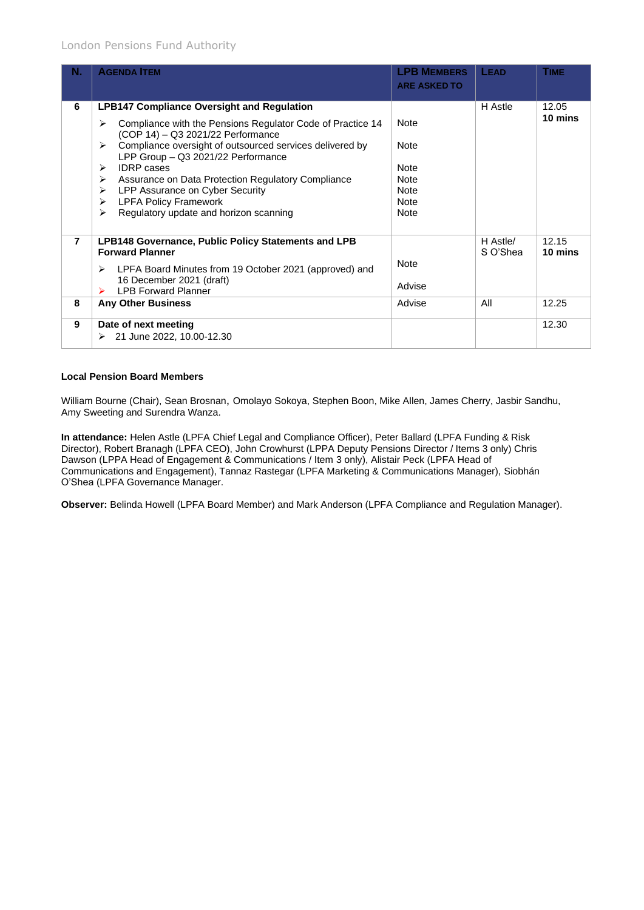| N. | AGENDA ITEM | LPB MEMBERS ARE ASKED TO | LEAD | TIME |
|---|---|---|---|---|
| 6 | **LPB147 Compliance Oversight and Regulation**<br>➢ Compliance with the Pensions Regulator Code of Practice 14 (COP 14) – Q3 2021/22 Performance<br>➢ Compliance oversight of outsourced services delivered by LPP Group – Q3 2021/22 Performance<br>➢ IDRP cases<br>➢ Assurance on Data Protection Regulatory Compliance<br>➢ LPP Assurance on Cyber Security<br>➢ LPFA Policy Framework<br>➢ Regulatory update and horizon scanning | Note<br>Note<br>Note<br>Note<br>Note<br>Note<br>Note | H Astle | 12.05<br>**10 mins** |
| 7 | **LPB148 Governance, Public Policy Statements and LPB Forward Planner**<br>➢ LPFA Board Minutes from 19 October 2021 (approved) and 16 December 2021 (draft)<br>➢ LPB Forward Planner | Note<br>Advise | H Astle/ S O'Shea | 12.15<br>**10 mins** |
| 8 | **Any Other Business** | Advise | All | 12.25 |
| 9 | **Date of next meeting**<br>➢ 21 June 2022, 10.00-12.30 | | | 12.30 |

**Local Pension Board Members**

William Bourne (Chair), Sean Brosnan, Omolayo Sokoya, Stephen Boon, Mike Allen, James Cherry, Jasbir Sandhu, Amy Sweeting and Surendra Wanza.

**In attendance:** Helen Astle (LPFA Chief Legal and Compliance Officer), Peter Ballard (LPFA Funding & Risk Director), Robert Branagh (LPFA CEO), John Crowhurst (LPPA Deputy Pensions Director / Items 3 only) Chris Dawson (LPPA Head of Engagement & Communications / Item 3 only), Alistair Peck (LPFA Head of Communications and Engagement), Tannaz Rastegar (LPFA Marketing & Communications Manager), Siobhán O'Shea (LPFA Governance Manager.

**Observer:** Belinda Howell (LPFA Board Member) and Mark Anderson (LPFA Compliance and Regulation Manager).